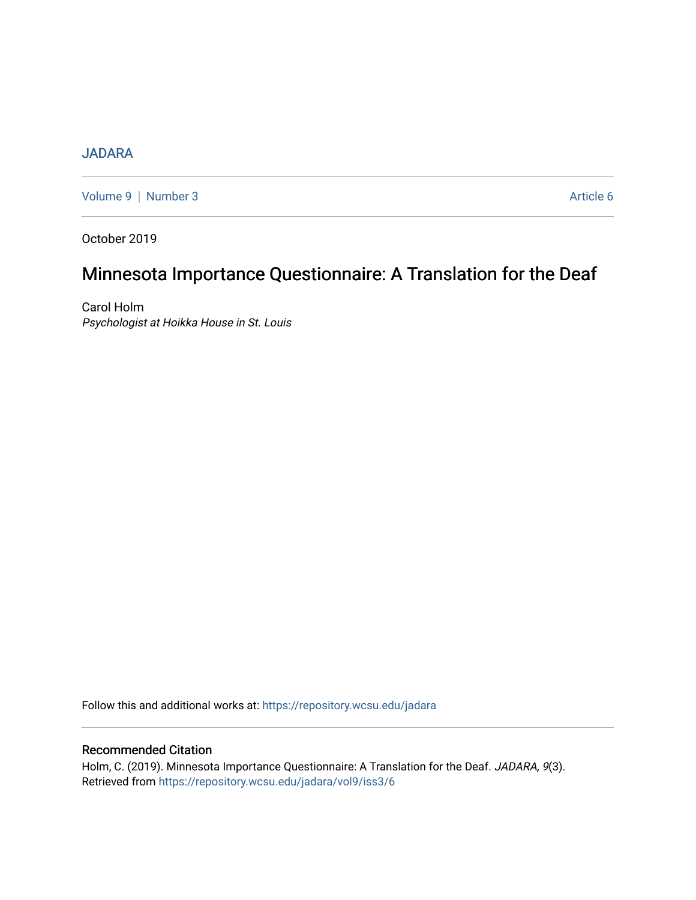JADARA

Volume 9 | Number 3 Article 6

October 2019

# Minnesota Importance Questionnaire: A Translation for the Deaf

Carol Holm
*Psychologist at Hoikka House in St. Louis*

Follow this and additional works at: https://repository.wcsu.edu/jadara

## Recommended Citation

Holm, C. (2019). Minnesota Importance Questionnaire: A Translation for the Deaf. *JADARA, 9*(3). Retrieved from https://repository.wcsu.edu/jadara/vol9/iss3/6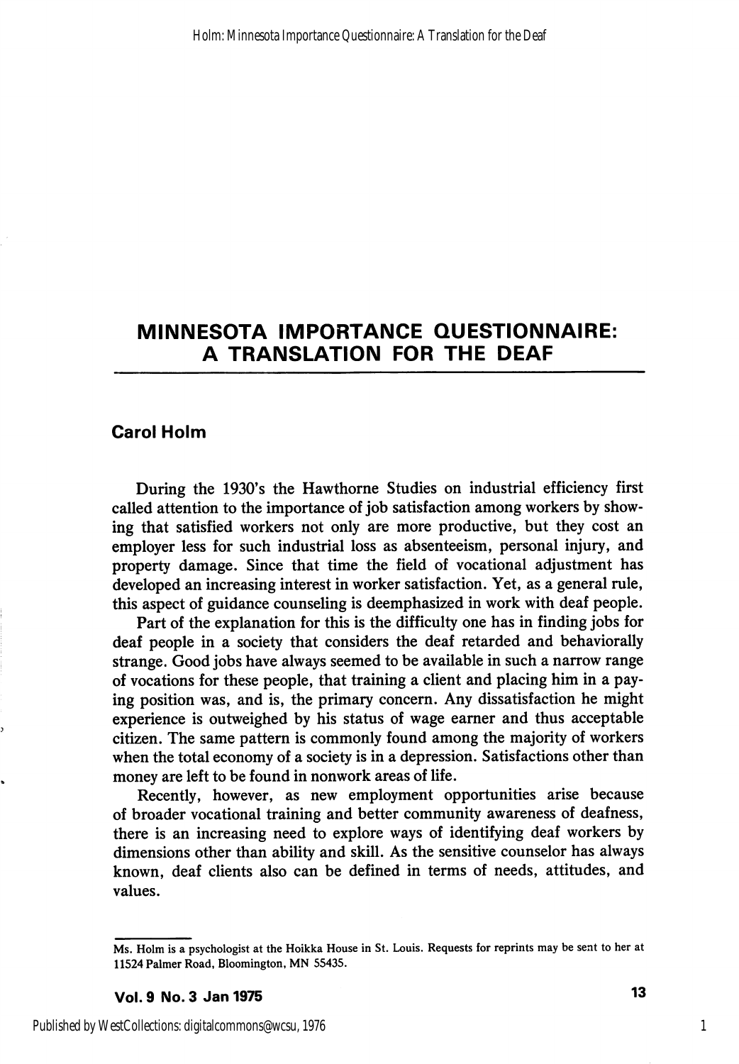# MINNESOTA IMPORTANCE QUESTIONNAIRE: A TRANSLATION FOR THE DEAF

## Carol Holm

During the 1930's the Hawthorne Studies on industrial efficiency first called attention to the importance of job satisfaction among workers by showing that satisfied workers not only are more productive, but they cost an employer less for such industrial loss as absenteeism, personal injury, and property damage. Since that time the field of vocational adjustment has developed an increasing interest in worker satisfaction. Yet, as a general rule, this aspect of guidance counseling is deemphasized in work with deaf people.

Part of the explanation for this is the difficulty one has in finding jobs for deaf people in a society that considers the deaf retarded and behaviorally strange. Good jobs have always seemed to be available in such a narrow range of vocations for these people, that training a client and placing him in a paying position was, and is, the primary concern. Any dissatisfaction he might experience is outweighed by his status of wage earner and thus acceptable citizen. The same pattern is commonly found among the majority of workers when the total economy of a society is in a depression. Satisfactions other than money are left to be found in nonwork areas of life.

Recently, however, as new employment opportunities arise because of broader vocational training and better community awareness of deafness, there is an increasing need to explore ways of identifying deaf workers by dimensions other than ability and skill. As the sensitive counselor has always known, deaf clients also can be defined in terms of needs, attitudes, and values.

Ms. Holm is a psychologist at the Hoikka House in St. Louis. Requests for reprints may be sent to her at 11524 Palmer Road, Bloomington, MN 55435.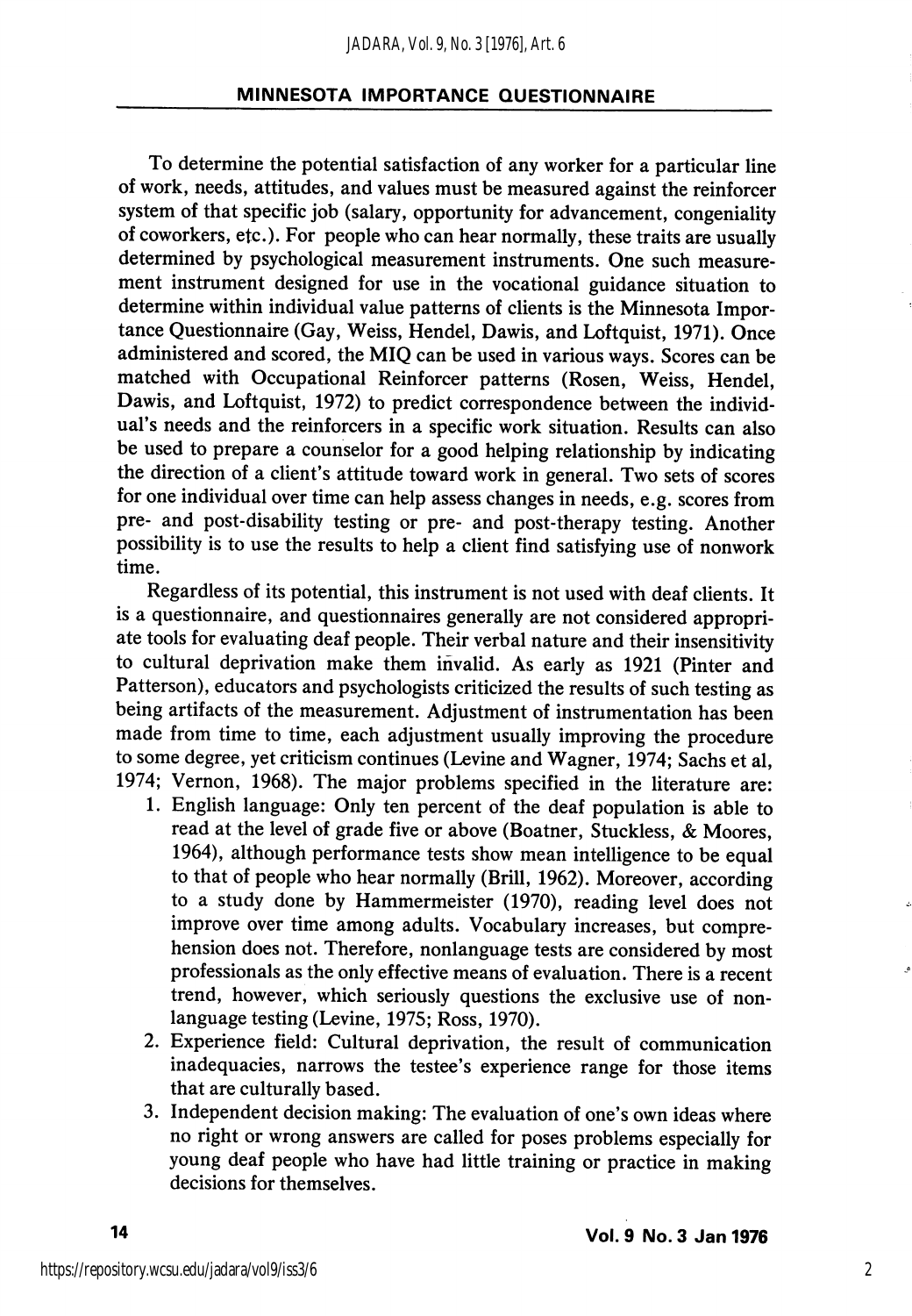To determine the potential satisfaction of any worker for a particular line of work, needs, attitudes, and values must be measured against the reinforcer system of that specific job (salary, opportunity for advancement, congeniality of coworkers, etc.). For people who can hear normally, these traits are usually determined by psychological measurement instruments. One such measurement instrument designed for use in the vocational guidance situation to determine within individual value patterns of clients is the Minnesota Importance Questionnaire (Gay, Weiss, Hendel, Dawis, and Loftquist, 1971). Once administered and scored, the MIQ can be used in various ways. Scores can be matched with Occupational Reinforcer patterns (Rosen, Weiss, Hendel, Dawis, and Loftquist, 1972) to predict correspondence between the individual's needs and the reinforcers in a specific work situation. Results can also be used to prepare a counselor for a good helping relationship by indicating the direction of a client's attitude toward work in general. Two sets of scores for one individual over time can help assess changes in needs, e.g. scores from pre- and post-disability testing or pre- and post-therapy testing. Another possibility is to use the results to help a client find satisfying use of nonwork time.

Regardless of its potential, this instrument is not used with deaf clients. It is a questionnaire, and questionnaires generally are not considered appropriate tools for evaluating deaf people. Their verbal nature and their insensitivity to cultural deprivation make them invalid. As early as 1921 (Pinter and Patterson), educators and psychologists criticized the results of such testing as being artifacts of the measurement. Adjustment of instrumentation has been made from time to time, each adjustment usually improving the procedure to some degree, yet criticism continues (Levine and Wagner, 1974; Sachs et al, 1974; Vernon, 1968). The major problems specified in the literature are:

1. English language: Only ten percent of the deaf population is able to read at the level of grade five or above (Boatner, Stuckless, & Moores, 1964), although performance tests show mean intelligence to be equal to that of people who hear normally (Brill, 1962). Moreover, according to a study done by Hammermeister (1970), reading level does not improve over time among adults. Vocabulary increases, but comprehension does not. Therefore, nonlanguage tests are considered by most professionals as the only effective means of evaluation. There is a recent trend, however, which seriously questions the exclusive use of nonlanguage testing (Levine, 1975; Ross, 1970).
2. Experience field: Cultural deprivation, the result of communication inadequacies, narrows the testee's experience range for those items that are culturally based.
3. Independent decision making: The evaluation of one's own ideas where no right or wrong answers are called for poses problems especially for young deaf people who have had little training or practice in making decisions for themselves.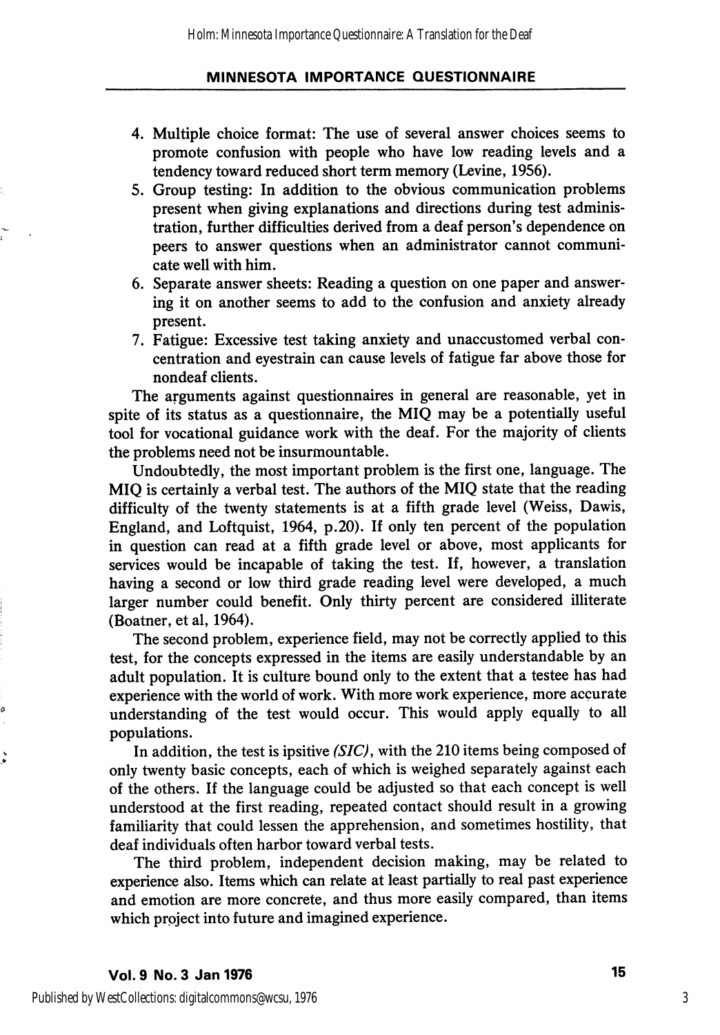4. Multiple choice format: The use of several answer choices seems to promote confusion with people who have low reading levels and a tendency toward reduced short term memory (Levine, 1956).
5. Group testing: In addition to the obvious communication problems present when giving explanations and directions during test administration, further difficulties derived from a deaf person's dependence on peers to answer questions when an administrator cannot communicate well with him.
6. Separate answer sheets: Reading a question on one paper and answering it on another seems to add to the confusion and anxiety already present.
7. Fatigue: Excessive test taking anxiety and unaccustomed verbal concentration and eyestrain can cause levels of fatigue far above those for nondeaf clients.

The arguments against questionnaires in general are reasonable, yet in spite of its status as a questionnaire, the MIQ may be a potentially useful tool for vocational guidance work with the deaf. For the majority of clients the problems need not be insurmountable.

Undoubtedly, the most important problem is the first one, language. The MIQ is certainly a verbal test. The authors of the MIQ state that the reading difficulty of the twenty statements is at a fifth grade level (Weiss, Dawis, England, and Loftquist, 1964, p.20). If only ten percent of the population in question can read at a fifth grade level or above, most applicants for services would be incapable of taking the test. If, however, a translation having a second or low third grade reading level were developed, a much larger number could benefit. Only thirty percent are considered illiterate (Boatner, et al, 1964).

The second problem, experience field, may not be correctly applied to this test, for the concepts expressed in the items are easily understandable by an adult population. It is culture bound only to the extent that a testee has had experience with the world of work. With more work experience, more accurate understanding of the test would occur. This would apply equally to all populations.

In addition, the test is ipsitive *(SIC)*, with the 210 items being composed of only twenty basic concepts, each of which is weighed separately against each of the others. If the language could be adjusted so that each concept is well understood at the first reading, repeated contact should result in a growing familiarity that could lessen the apprehension, and sometimes hostility, that deaf individuals often harbor toward verbal tests.

The third problem, independent decision making, may be related to experience also. Items which can relate at least partially to real past experience and emotion are more concrete, and thus more easily compared, than items which project into future and imagined experience.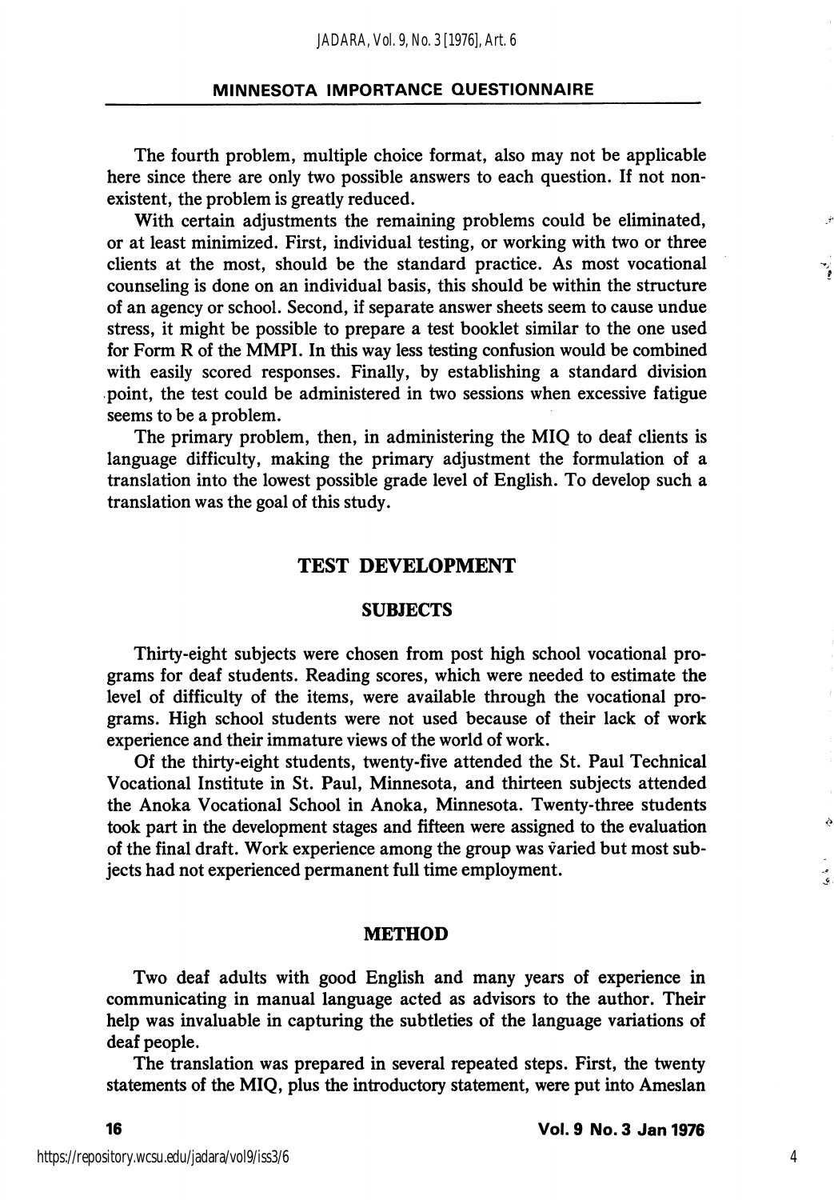The fourth problem, multiple choice format, also may not be applicable here since there are only two possible answers to each question. If not nonexistent, the problem is greatly reduced.

With certain adjustments the remaining problems could be eliminated, or at least minimized. First, individual testing, or working with two or three clients at the most, should be the standard practice. As most vocational counseling is done on an individual basis, this should be within the structure of an agency or school. Second, if separate answer sheets seem to cause undue stress, it might be possible to prepare a test booklet similar to the one used for Form R of the MMPI. In this way less testing confusion would be combined with easily scored responses. Finally, by establishing a standard division point, the test could be administered in two sessions when excessive fatigue seems to be a problem.

The primary problem, then, in administering the MIQ to deaf clients is language difficulty, making the primary adjustment the formulation of a translation into the lowest possible grade level of English. To develop such a translation was the goal of this study.

## TEST DEVELOPMENT

### SUBJECTS

Thirty-eight subjects were chosen from post high school vocational programs for deaf students. Reading scores, which were needed to estimate the level of difficulty of the items, were available through the vocational programs. High school students were not used because of their lack of work experience and their immature views of the world of work.

Of the thirty-eight students, twenty-five attended the St. Paul Technical Vocational Institute in St. Paul, Minnesota, and thirteen subjects attended the Anoka Vocational School in Anoka, Minnesota. Twenty-three students took part in the development stages and fifteen were assigned to the evaluation of the final draft. Work experience among the group was varied but most subjects had not experienced permanent full time employment.

### METHOD

Two deaf adults with good English and many years of experience in communicating in manual language acted as advisors to the author. Their help was invaluable in capturing the subtleties of the language variations of deaf people.

The translation was prepared in several repeated steps. First, the twenty statements of the MIQ, plus the introductory statement, were put into Ameslan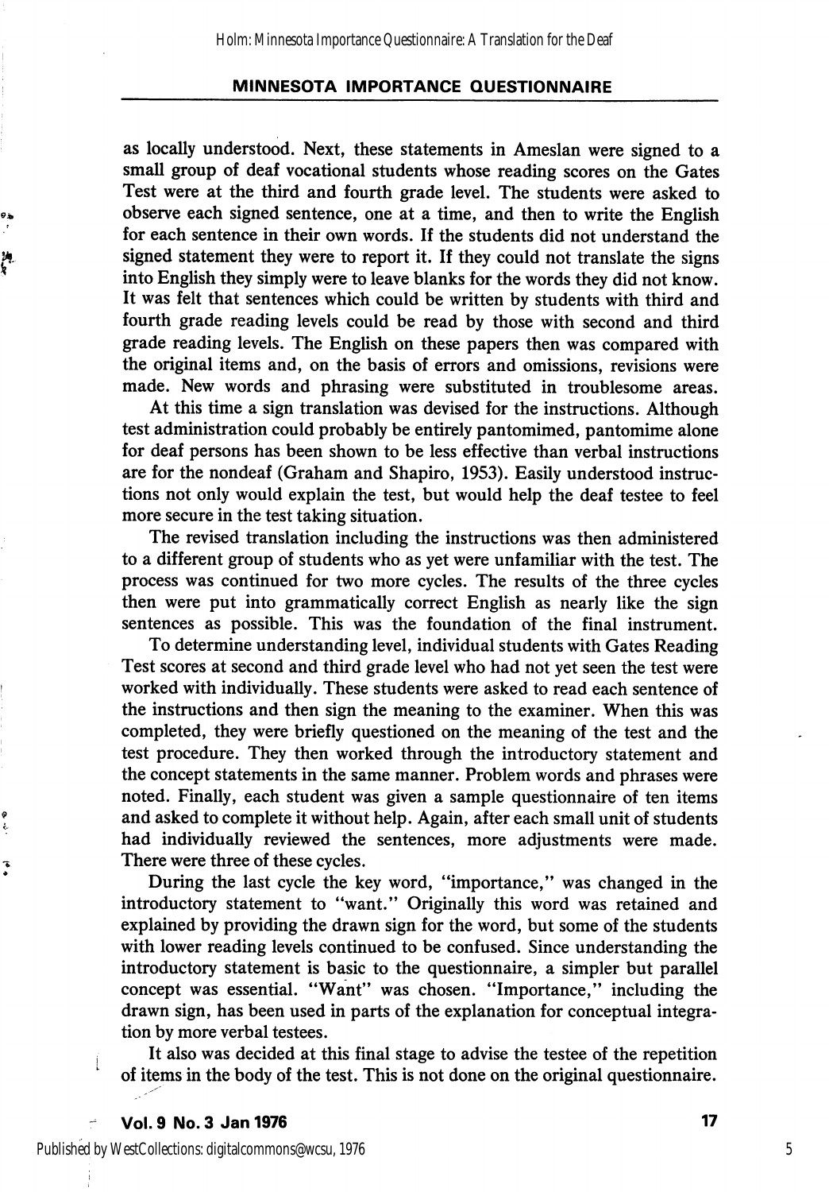as locally understood. Next, these statements in Ameslan were signed to a small group of deaf vocational students whose reading scores on the Gates Test were at the third and fourth grade level. The students were asked to observe each signed sentence, one at a time, and then to write the English for each sentence in their own words. If the students did not understand the signed statement they were to report it. If they could not translate the signs into English they simply were to leave blanks for the words they did not know. It was felt that sentences which could be written by students with third and fourth grade reading levels could be read by those with second and third grade reading levels. The English on these papers then was compared with the original items and, on the basis of errors and omissions, revisions were made. New words and phrasing were substituted in troublesome areas.

At this time a sign translation was devised for the instructions. Although test administration could probably be entirely pantomimed, pantomime alone for deaf persons has been shown to be less effective than verbal instructions are for the nondeaf (Graham and Shapiro, 1953). Easily understood instructions not only would explain the test, but would help the deaf testee to feel more secure in the test taking situation.

The revised translation including the instructions was then administered to a different group of students who as yet were unfamiliar with the test. The process was continued for two more cycles. The results of the three cycles then were put into grammatically correct English as nearly like the sign sentences as possible. This was the foundation of the final instrument.

To determine understanding level, individual students with Gates Reading Test scores at second and third grade level who had not yet seen the test were worked with individually. These students were asked to read each sentence of the instructions and then sign the meaning to the examiner. When this was completed, they were briefly questioned on the meaning of the test and the test procedure. They then worked through the introductory statement and the concept statements in the same manner. Problem words and phrases were noted. Finally, each student was given a sample questionnaire of ten items and asked to complete it without help. Again, after each small unit of students had individually reviewed the sentences, more adjustments were made. There were three of these cycles.

During the last cycle the key word, "importance," was changed in the introductory statement to "want." Originally this word was retained and explained by providing the drawn sign for the word, but some of the students with lower reading levels continued to be confused. Since understanding the introductory statement is basic to the questionnaire, a simpler but parallel concept was essential. "Want" was chosen. "Importance," including the drawn sign, has been used in parts of the explanation for conceptual integration by more verbal testees.

It also was decided at this final stage to advise the testee of the repetition of items in the body of the test. This is not done on the original questionnaire.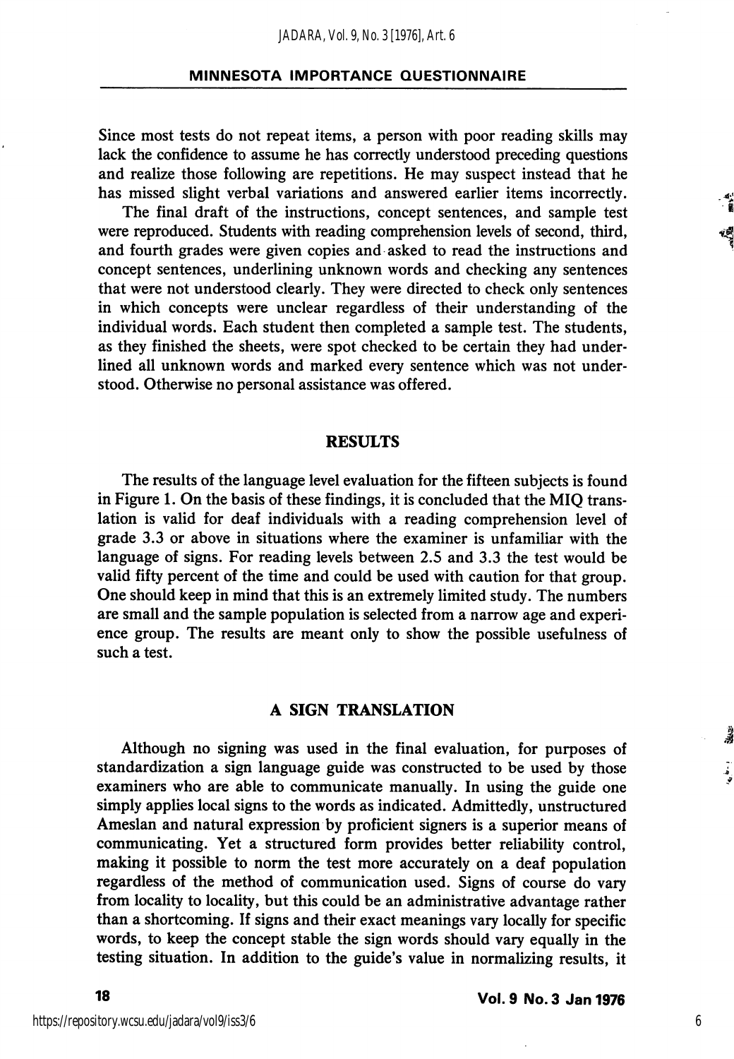Since most tests do not repeat items, a person with poor reading skills may lack the confidence to assume he has correctly understood preceding questions and realize those following are repetitions. He may suspect instead that he has missed slight verbal variations and answered earlier items incorrectly.

The final draft of the instructions, concept sentences, and sample test were reproduced. Students with reading comprehension levels of second, third, and fourth grades were given copies and asked to read the instructions and concept sentences, underlining unknown words and checking any sentences that were not understood clearly. They were directed to check only sentences in which concepts were unclear regardless of their understanding of the individual words. Each student then completed a sample test. The students, as they finished the sheets, were spot checked to be certain they had underlined all unknown words and marked every sentence which was not understood. Otherwise no personal assistance was offered.

## RESULTS

The results of the language level evaluation for the fifteen subjects is found in Figure 1. On the basis of these findings, it is concluded that the MIQ translation is valid for deaf individuals with a reading comprehension level of grade 3.3 or above in situations where the examiner is unfamiliar with the language of signs. For reading levels between 2.5 and 3.3 the test would be valid fifty percent of the time and could be used with caution for that group. One should keep in mind that this is an extremely limited study. The numbers are small and the sample population is selected from a narrow age and experience group. The results are meant only to show the possible usefulness of such a test.

## A SIGN TRANSLATION

Although no signing was used in the final evaluation, for purposes of standardization a sign language guide was constructed to be used by those examiners who are able to communicate manually. In using the guide one simply applies local signs to the words as indicated. Admittedly, unstructured Ameslan and natural expression by proficient signers is a superior means of communicating. Yet a structured form provides better reliability control, making it possible to norm the test more accurately on a deaf population regardless of the method of communication used. Signs of course do vary from locality to locality, but this could be an administrative advantage rather than a shortcoming. If signs and their exact meanings vary locally for specific words, to keep the concept stable the sign words should vary equally in the testing situation. In addition to the guide's value in normalizing results, it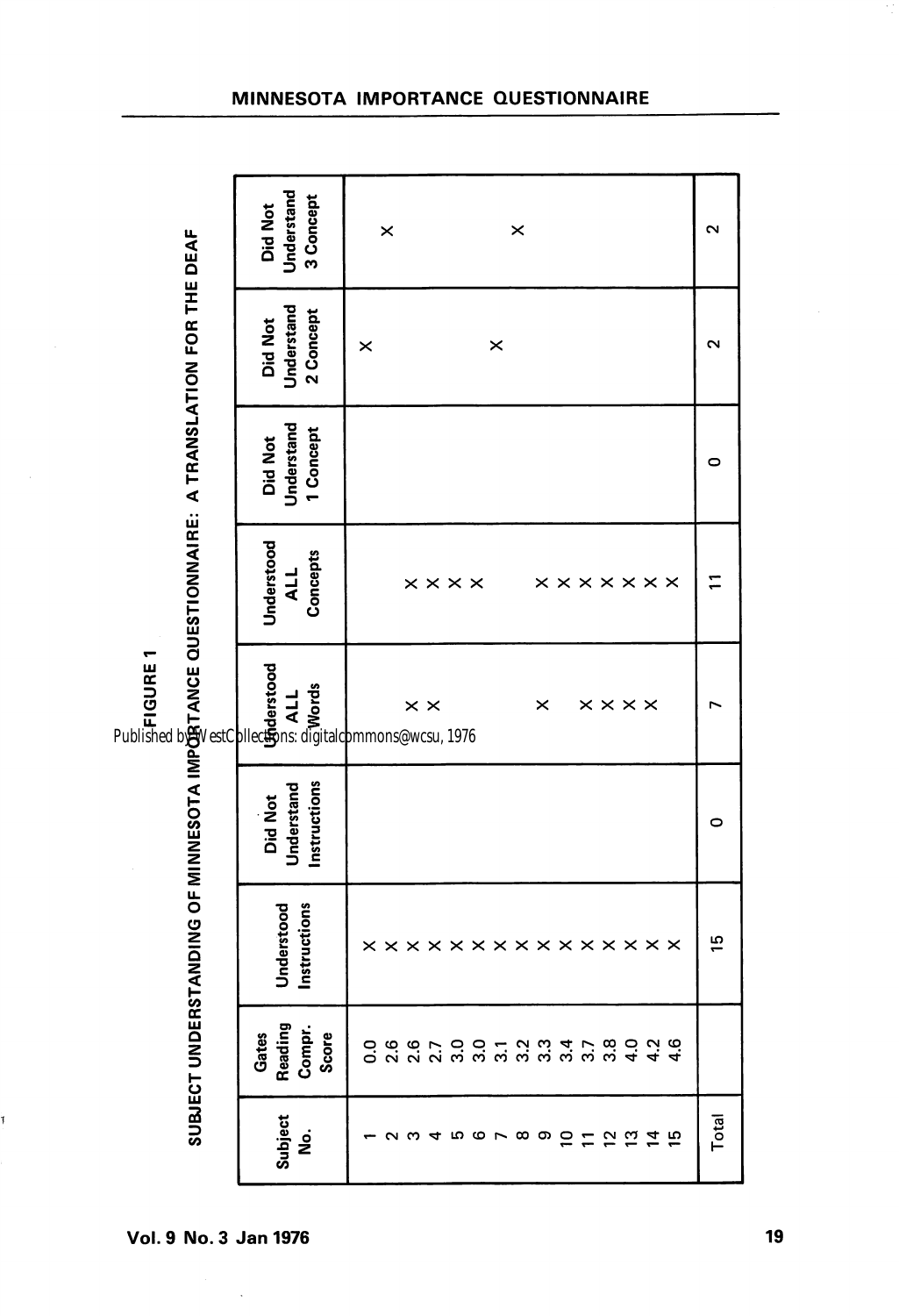**FIGURE 1**

**SUBJECT UNDERSTANDING OF MINNESOTA IMPORTANCE QUESTIONNAIRE: A TRANSLATION FOR THE DEAF**

| Subject No. | Gates Reading Compr. Score | Understood Instructions | Did Not Understand Instructions | Understood ALL Words | Understood ALL Concepts | Did Not Understand 1 Concept | Did Not Understand 2 Concept | Did Not Understand 3 Concept |
|---|---|---|---|---|---|---|---|---|
| 1 | 0.0 | X | | | | | X | |
| 2 | 2.6 | X | | | | | | X |
| 3 | 2.6 | X | | X | X | | | |
| 4 | 2.7 | X | | X | X | | | |
| 5 | 3.0 | X | | | X | | | |
| 6 | 3.0 | X | | | X | | | |
| 7 | 3.1 | X | | | | | X | |
| 8 | 3.2 | X | | | | | | X |
| 9 | 3.3 | X | | X | X | | | |
| 10 | 3.4 | X | | | X | | | |
| 11 | 3.7 | X | | X | X | | | |
| 12 | 3.8 | X | | X | X | | | |
| 13 | 4.0 | X | | X | X | | | |
| 14 | 4.2 | X | | X | X | | | |
| 15 | 4.6 | X | | | X | | | |
| Total | | 15 | 0 | 7 | 11 | 0 | 2 | 2 |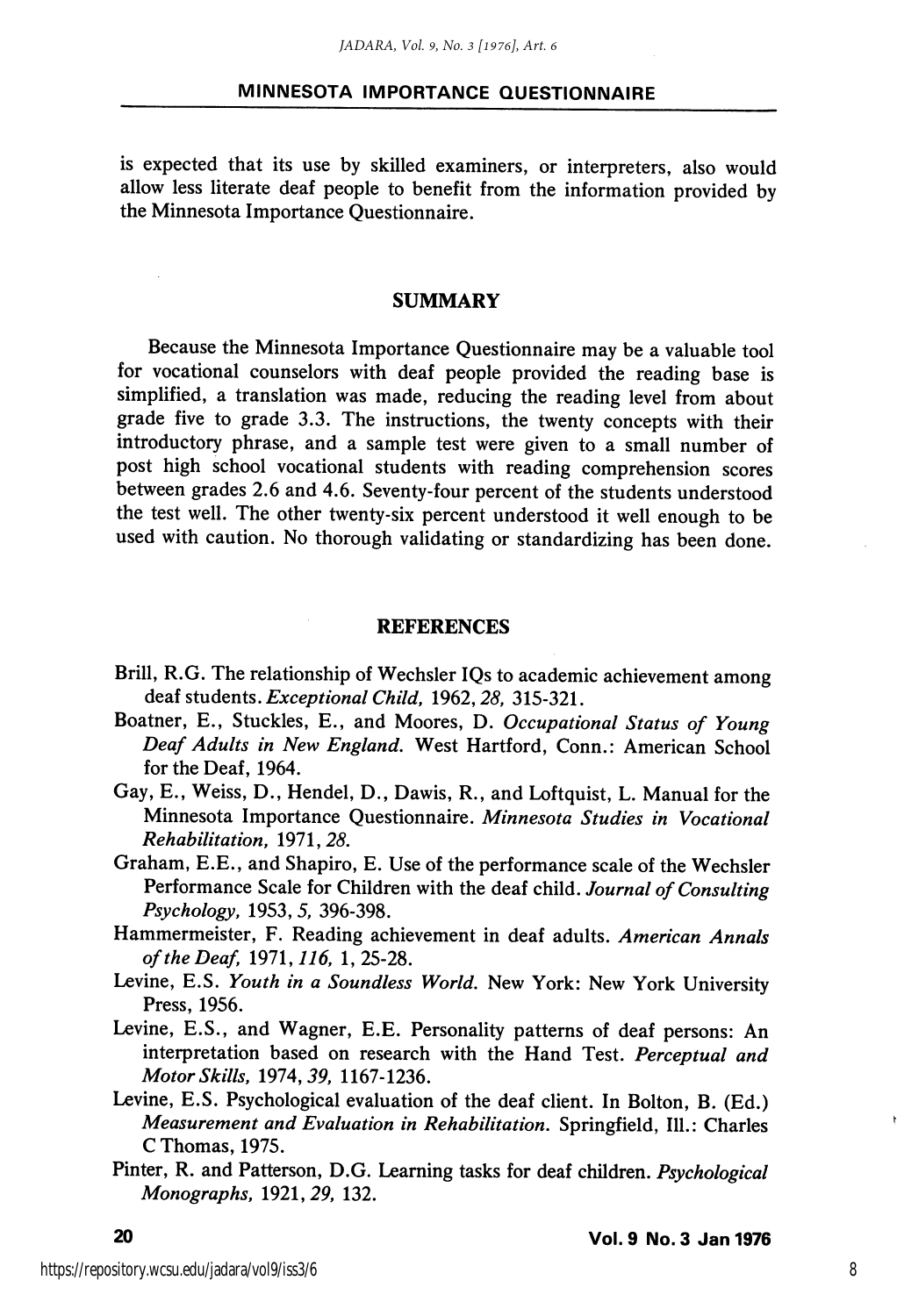is expected that its use by skilled examiners, or interpreters, also would allow less literate deaf people to benefit from the information provided by the Minnesota Importance Questionnaire.

## SUMMARY

Because the Minnesota Importance Questionnaire may be a valuable tool for vocational counselors with deaf people provided the reading base is simplified, a translation was made, reducing the reading level from about grade five to grade 3.3. The instructions, the twenty concepts with their introductory phrase, and a sample test were given to a small number of post high school vocational students with reading comprehension scores between grades 2.6 and 4.6. Seventy-four percent of the students understood the test well. The other twenty-six percent understood it well enough to be used with caution. No thorough validating or standardizing has been done.

## REFERENCES

Brill, R.G. The relationship of Wechsler IQs to academic achievement among deaf students. *Exceptional Child,* 1962, *28,* 315-321.

Boatner, E., Stuckles, E., and Moores, D. *Occupational Status of Young Deaf Adults in New England.* West Hartford, Conn.: American School for the Deaf, 1964.

Gay, E., Weiss, D., Hendel, D., Dawis, R., and Loftquist, L. Manual for the Minnesota Importance Questionnaire. *Minnesota Studies in Vocational Rehabilitation,* 1971, *28.*

Graham, E.E., and Shapiro, E. Use of the performance scale of the Wechsler Performance Scale for Children with the deaf child. *Journal of Consulting Psychology,* 1953, *5,* 396-398.

Hammermeister, F. Reading achievement in deaf adults. *American Annals of the Deaf,* 1971, *116,* 1, 25-28.

Levine, E.S. *Youth in a Soundless World.* New York: New York University Press, 1956.

Levine, E.S., and Wagner, E.E. Personality patterns of deaf persons: An interpretation based on research with the Hand Test. *Perceptual and Motor Skills,* 1974, *39,* 1167-1236.

Levine, E.S. Psychological evaluation of the deaf client. In Bolton, B. (Ed.) *Measurement and Evaluation in Rehabilitation.* Springfield, Ill.: Charles C Thomas, 1975.

Pinter, R. and Patterson, D.G. Learning tasks for deaf children. *Psychological Monographs,* 1921, *29,* 132.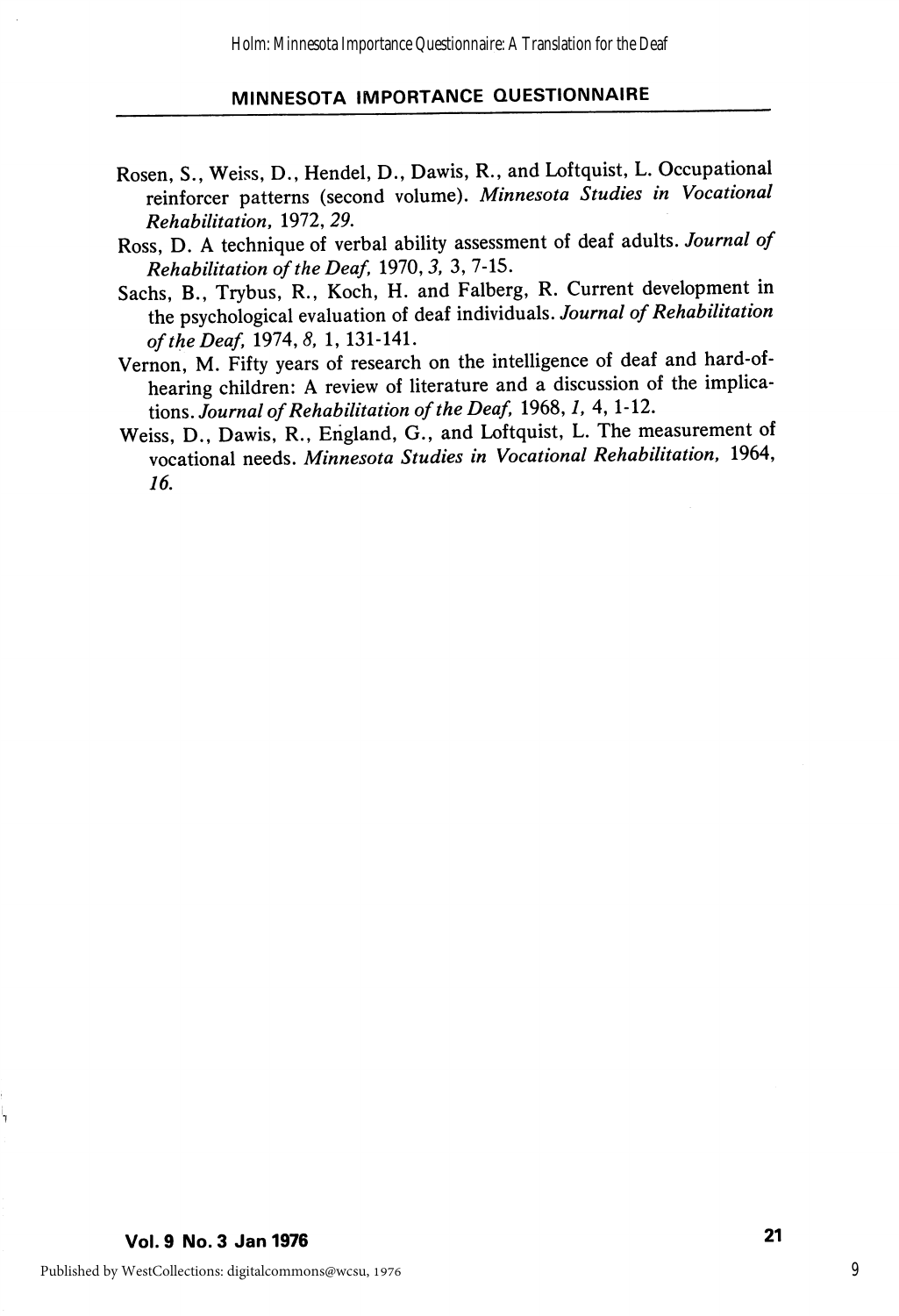Rosen, S., Weiss, D., Hendel, D., Dawis, R., and Loftquist, L. Occupational reinforcer patterns (second volume). *Minnesota Studies in Vocational Rehabilitation,* 1972, *29.*

Ross, D. A technique of verbal ability assessment of deaf adults. *Journal of Rehabilitation of the Deaf,* 1970, *3,* 3, 7-15.

Sachs, B., Trybus, R., Koch, H. and Falberg, R. Current development in the psychological evaluation of deaf individuals. *Journal of Rehabilitation of the Deaf,* 1974, *8,* 1, 131-141.

Vernon, M. Fifty years of research on the intelligence of deaf and hard-of-hearing children: A review of literature and a discussion of the implications. *Journal of Rehabilitation of the Deaf,* 1968, *1,* 4, 1-12.

Weiss, D., Dawis, R., England, G., and Loftquist, L. The measurement of vocational needs. *Minnesota Studies in Vocational Rehabilitation,* 1964, *16.*